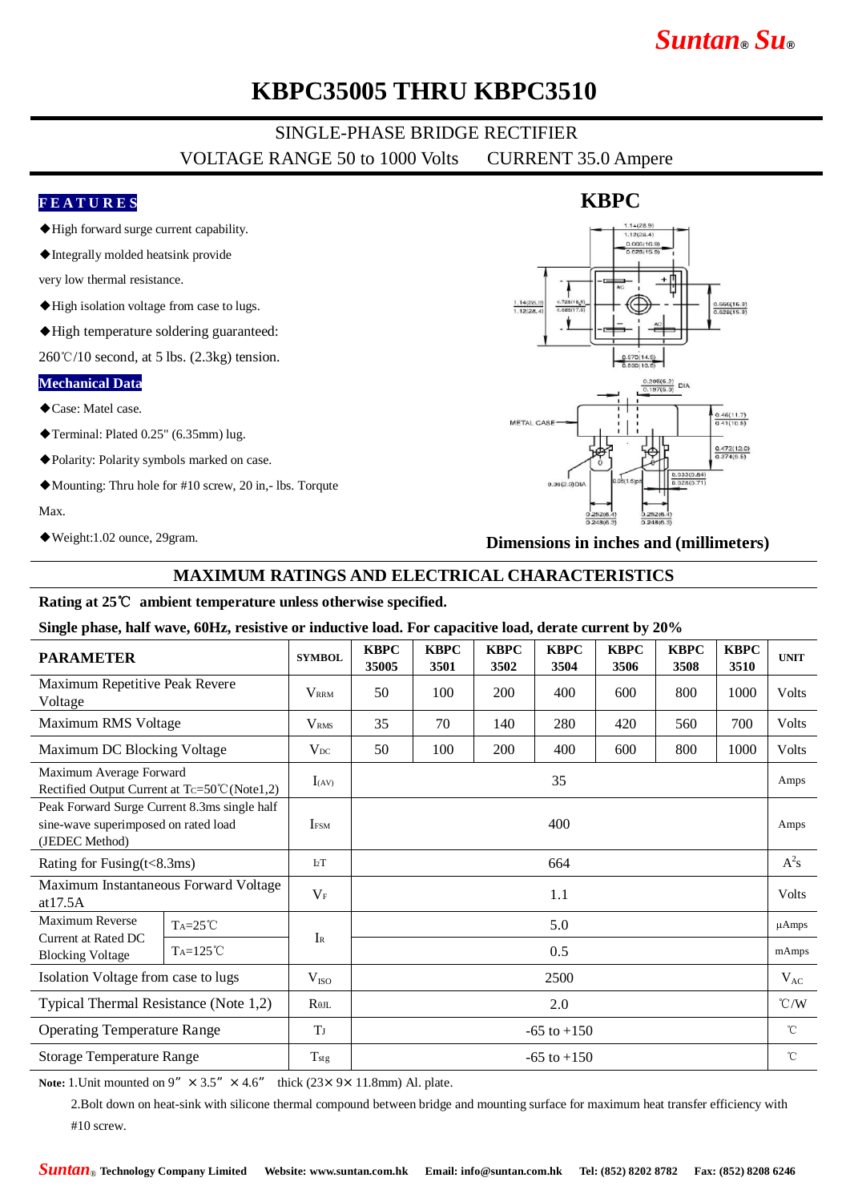# KBPC35005 THRU KBPC3510

SINGLE-PHASE BRIDGE RECTIFIER

VOLTAGE RANGE 50 to 1000 Volts　　CURRENT 35.0 Ampere

**FEATURES**

- ◆High forward surge current capability.
- ◆Integrally molded heatsink provide very low thermal resistance.
- ◆High isolation voltage from case to lugs.
- ◆High temperature soldering guaranteed: 260℃/10 second, at 5 lbs. (2.3kg) tension.

**Mechanical Data**

- ◆Case: Matel case.
- ◆Terminal: Plated 0.25" (6.35mm) lug.
- ◆Polarity: Polarity symbols marked on case.
- ◆Mounting: Thru hole for #10 screw, 20 in,- lbs. Torqute Max.
- ◆Weight:1.02 ounce, 29gram.

**KBPC**

**Dimensions in inches and (millimeters)**

## MAXIMUM RATINGS AND ELECTRICAL CHARACTERISTICS

**Rating at 25℃ ambient temperature unless otherwise specified.**

**Single phase, half wave, 60Hz, resistive or inductive load. For capacitive load, derate current by 20%**

| PARAMETER | | SYMBOL | KBPC 35005 | KBPC 3501 | KBPC 3502 | KBPC 3504 | KBPC 3506 | KBPC 3508 | KBPC 3510 | UNIT |
|---|---|---|---|---|---|---|---|---|---|---|
| Maximum Repetitive Peak Revere Voltage | | $V_{RRM}$ | 50 | 100 | 200 | 400 | 600 | 800 | 1000 | Volts |
| Maximum RMS Voltage | | $V_{RMS}$ | 35 | 70 | 140 | 280 | 420 | 560 | 700 | Volts |
| Maximum DC Blocking Voltage | | $V_{DC}$ | 50 | 100 | 200 | 400 | 600 | 800 | 1000 | Volts |
| Maximum Average Forward Rectified Output Current at $T_C$=50℃(Note1,2) | | $I_{(AV)}$ | 35 | | | | | | | Amps |
| Peak Forward Surge Current 8.3ms single half sine-wave superimposed on rated load (JEDEC Method) | | $I_{FSM}$ | 400 | | | | | | | Amps |
| Rating for Fusing(t<8.3ms) | | $I^2T$ | 664 | | | | | | | $A^2s$ |
| Maximum Instantaneous Forward Voltage at17.5A | | $V_F$ | 1.1 | | | | | | | Volts |
| Maximum Reverse Current at Rated DC Blocking Voltage | $T_A$=25℃ | $I_R$ | 5.0 | | | | | | | µAmps |
| | $T_A$=125℃ | | 0.5 | | | | | | | mAmps |
| Isolation Voltage from case to lugs | | $V_{ISO}$ | 2500 | | | | | | | $V_{AC}$ |
| Typical Thermal Resistance (Note 1,2) | | $R_{\theta JL}$ | 2.0 | | | | | | | ℃/W |
| Operating Temperature Range | | $T_J$ | -65 to +150 | | | | | | | ℃ |
| Storage Temperature Range | | $T_{stg}$ | -65 to +150 | | | | | | | ℃ |

**Note:** 1.Unit mounted on 9” × 3.5” × 4.6” thick (23× 9× 11.8mm) Al. plate.

2.Bolt down on heat-sink with silicone thermal compound between bridge and mounting surface for maximum heat transfer efficiency with #10 screw.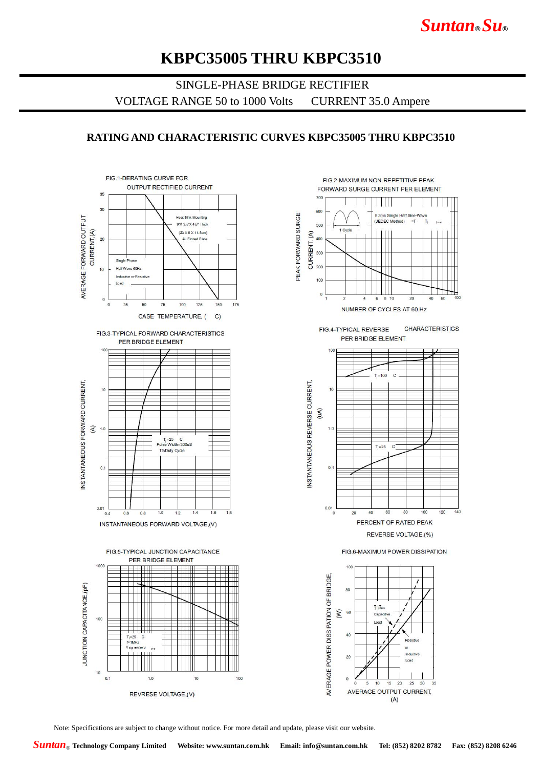# KBPC35005 THRU KBPC3510

SINGLE-PHASE BRIDGE RECTIFIER

VOLTAGE RANGE 50 to 1000 Volts CURRENT 35.0 Ampere

## RATING AND CHARACTERISTIC CURVES KBPC35005 THRU KBPC3510

FIG.1-DERATING CURVE FOR OUTPUT RECTIFIED CURRENT

AVERAGE FORWARD OUTPUT CURRENT,(A)

35
30
20
10
0

0 25 50 75 100 125 150 175

CASE TEMPERATURE, ( C)

Heat Sink Mounting
9"X 3.5"X 4.6" Thick
(23 X 9 X 11.8cm)
AL Finned Plate

Single Phase
Half Wave 60Hz
Inductive or Resistive
Load

FIG.2-MAXIMUM NON-REPETITIVE PEAK FORWARD SURGE CURRENT PER ELEMENT

PEAK FORWARD SURGE CURRENT, (A)

700
600
500
400
300
200
100
0

1 2 4 6 8 10 20 40 60 100

NUMBER OF CYCLES AT 60 Hz

8.3ms Single Half Sine-Wave
(JEDEC Method) =T $T_{j max}$

1 Cycle

FIG.3-TYPICAL FORWARD CHARACTERISTICS PER BRIDGE ELEMENT

INSTANTANEOUS FORWARD CURRENT, (A)

100
10
1.0
0.1
0.01

0.4 0.6 0.8 1.0 1.2 1.4 1.6 1.8

INSTANTANEOUS FORWARD VOLTAGE,(V)

$T_j$=25 C
Pulse Width=300uS
1%Duty Cycle

FIG.4-TYPICAL REVERSE CHARACTERISTICS PER BRIDGE ELEMENT

INSTANTANEOUS REVERSE CURRENT, (uA)

100
10
1.0
0.1
0.01

0 20 40 60 80 100 120 140

PERCENT OF RATED PEAK REVERSE VOLTAGE,(%)

$T_j$=100 C

$T_j$=25 C

FIG.5-TYPICAL JUNCTION CAPACITANCE PER BRIDGE ELEMENT

JUNCTION CAPACITANCE,(pF)

1000
100
10

0.1 1.0 10 100

REVRESE VOLTAGE,(V)

$T_j$=25 C
f=1MHz
$V_{sig}$ =50mV p-p

FIG.6-MAXIMUM POWER DISSIPATION

AVERAGE POWER DISSIPATION OF BRIDGE, (W)

100
80
60
40
20
0

0 5 10 15 20 25 30 35

AVERAGE OUTPUT CURRENT, (A)

$T_j$=$T_{max}$
Capacitive
Load

Resistive
or
Inductive
Load

Note: Specifications are subject to change without notice. For more detail and update, please visit our website.

Suntan® Technology Company Limited Website: www.suntan.com.hk Email: info@suntan.com.hk Tel: (852) 8202 8782 Fax: (852) 8208 6246